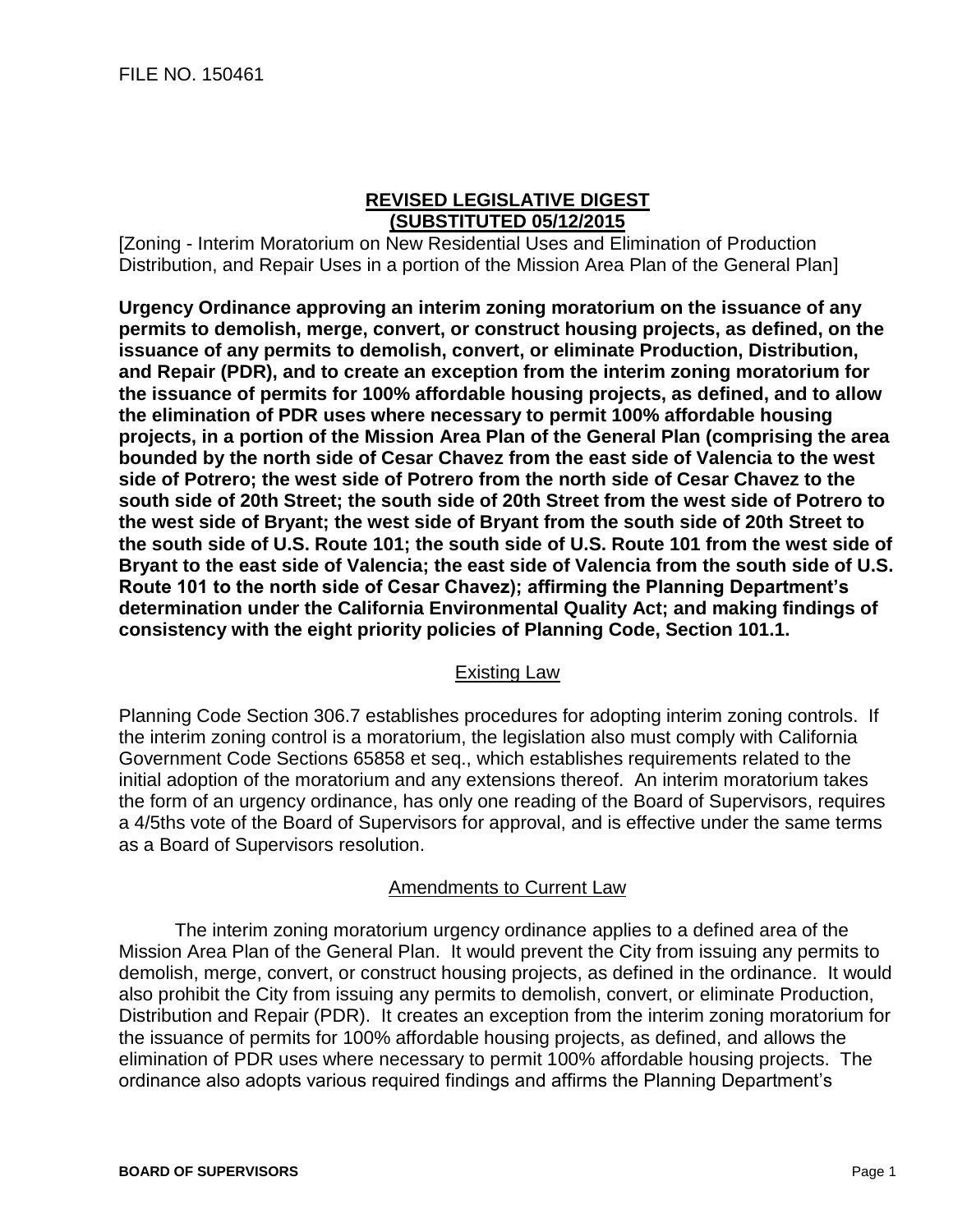FILE NO. 150461

**REVISED LEGISLATIVE DIGEST**
**(SUBSTITUTED 05/12/2015**

[Zoning - Interim Moratorium on New Residential Uses and Elimination of Production Distribution, and Repair Uses in a portion of the Mission Area Plan of the General Plan]

**Urgency Ordinance approving an interim zoning moratorium on the issuance of any permits to demolish, merge, convert, or construct housing projects, as defined, on the issuance of any permits to demolish, convert, or eliminate Production, Distribution, and Repair (PDR), and to create an exception from the interim zoning moratorium for the issuance of permits for 100% affordable housing projects, as defined, and to allow the elimination of PDR uses where necessary to permit 100% affordable housing projects, in a portion of the Mission Area Plan of the General Plan (comprising the area bounded by the north side of Cesar Chavez from the east side of Valencia to the west side of Potrero; the west side of Potrero from the north side of Cesar Chavez to the south side of 20th Street; the south side of 20th Street from the west side of Potrero to the west side of Bryant; the west side of Bryant from the south side of 20th Street to the south side of U.S. Route 101; the south side of U.S. Route 101 from the west side of Bryant to the east side of Valencia; the east side of Valencia from the south side of U.S. Route 101 to the north side of Cesar Chavez); affirming the Planning Department's determination under the California Environmental Quality Act; and making findings of consistency with the eight priority policies of Planning Code, Section 101.1.**

## Existing Law

Planning Code Section 306.7 establishes procedures for adopting interim zoning controls. If the interim zoning control is a moratorium, the legislation also must comply with California Government Code Sections 65858 et seq., which establishes requirements related to the initial adoption of the moratorium and any extensions thereof. An interim moratorium takes the form of an urgency ordinance, has only one reading of the Board of Supervisors, requires a 4/5ths vote of the Board of Supervisors for approval, and is effective under the same terms as a Board of Supervisors resolution.

## Amendments to Current Law

The interim zoning moratorium urgency ordinance applies to a defined area of the Mission Area Plan of the General Plan. It would prevent the City from issuing any permits to demolish, merge, convert, or construct housing projects, as defined in the ordinance. It would also prohibit the City from issuing any permits to demolish, convert, or eliminate Production, Distribution and Repair (PDR). It creates an exception from the interim zoning moratorium for the issuance of permits for 100% affordable housing projects, as defined, and allows the elimination of PDR uses where necessary to permit 100% affordable housing projects. The ordinance also adopts various required findings and affirms the Planning Department's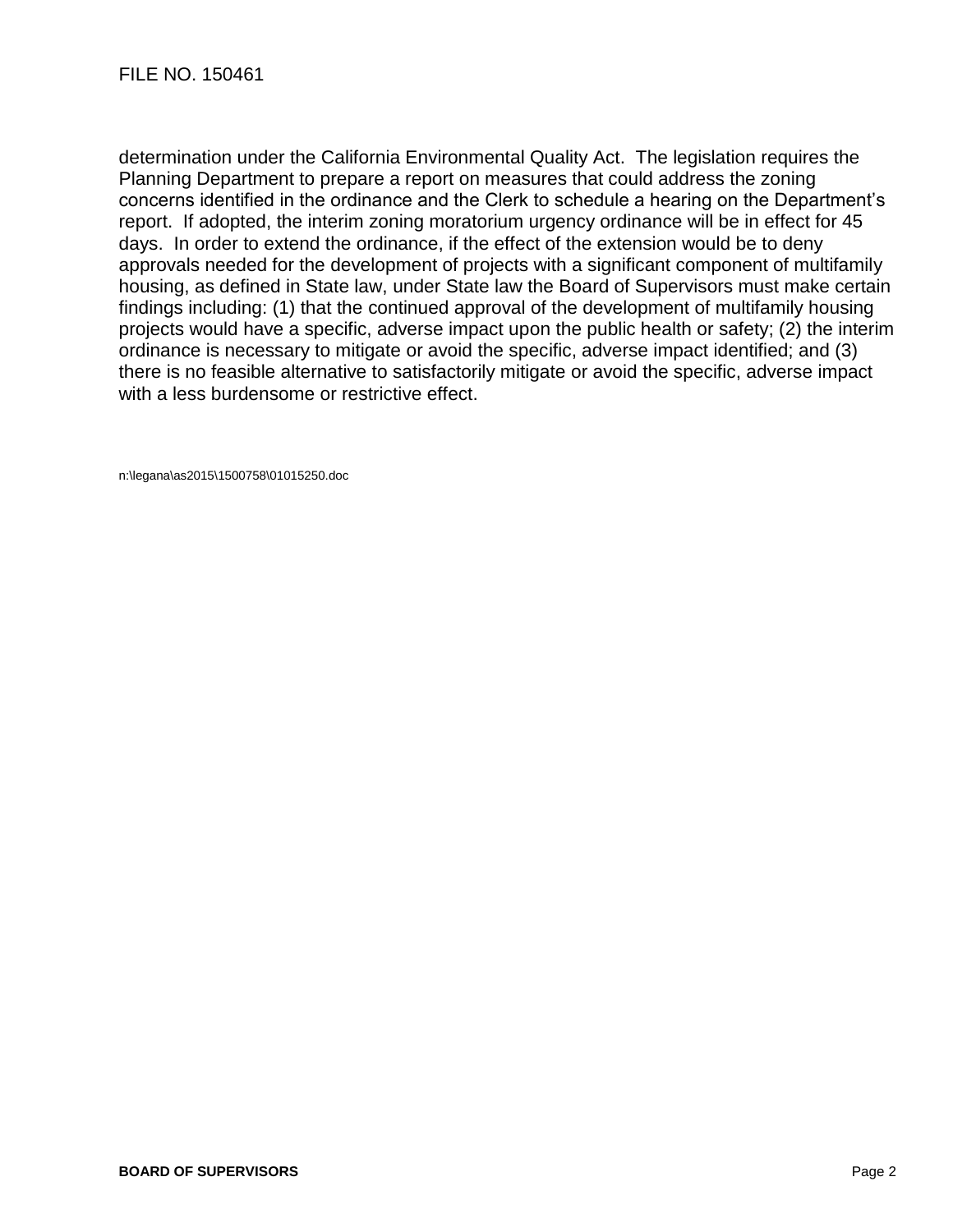determination under the California Environmental Quality Act. The legislation requires the Planning Department to prepare a report on measures that could address the zoning concerns identified in the ordinance and the Clerk to schedule a hearing on the Department's report. If adopted, the interim zoning moratorium urgency ordinance will be in effect for 45 days. In order to extend the ordinance, if the effect of the extension would be to deny approvals needed for the development of projects with a significant component of multifamily housing, as defined in State law, under State law the Board of Supervisors must make certain findings including: (1) that the continued approval of the development of multifamily housing projects would have a specific, adverse impact upon the public health or safety; (2) the interim ordinance is necessary to mitigate or avoid the specific, adverse impact identified; and (3) there is no feasible alternative to satisfactorily mitigate or avoid the specific, adverse impact with a less burdensome or restrictive effect.

n:\legana\as2015\1500758\01015250.doc